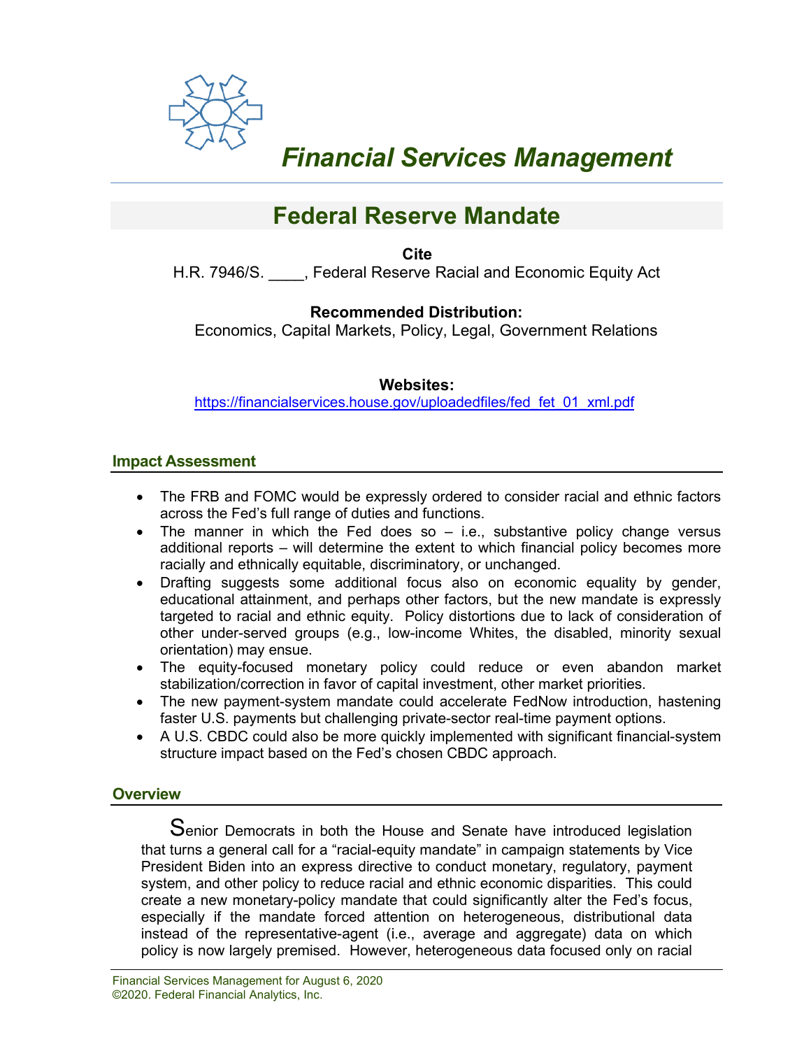# Financial Services Management

## Federal Reserve Mandate

**Cite**

H.R. 7946/S. ____, Federal Reserve Racial and Economic Equity Act

**Recommended Distribution:**

Economics, Capital Markets, Policy, Legal, Government Relations

**Websites:**

https://financialservices.house.gov/uploadedfiles/fed_fet_01_xml.pdf

### Impact Assessment

- The FRB and FOMC would be expressly ordered to consider racial and ethnic factors across the Fed's full range of duties and functions.
- The manner in which the Fed does so – i.e., substantive policy change versus additional reports – will determine the extent to which financial policy becomes more racially and ethnically equitable, discriminatory, or unchanged.
- Drafting suggests some additional focus also on economic equality by gender, educational attainment, and perhaps other factors, but the new mandate is expressly targeted to racial and ethnic equity. Policy distortions due to lack of consideration of other under-served groups (e.g., low-income Whites, the disabled, minority sexual orientation) may ensue.
- The equity-focused monetary policy could reduce or even abandon market stabilization/correction in favor of capital investment, other market priorities.
- The new payment-system mandate could accelerate FedNow introduction, hastening faster U.S. payments but challenging private-sector real-time payment options.
- A U.S. CBDC could also be more quickly implemented with significant financial-system structure impact based on the Fed's chosen CBDC approach.

### Overview

Senior Democrats in both the House and Senate have introduced legislation that turns a general call for a "racial-equity mandate" in campaign statements by Vice President Biden into an express directive to conduct monetary, regulatory, payment system, and other policy to reduce racial and ethnic economic disparities. This could create a new monetary-policy mandate that could significantly alter the Fed's focus, especially if the mandate forced attention on heterogeneous, distributional data instead of the representative-agent (i.e., average and aggregate) data on which policy is now largely premised. However, heterogeneous data focused only on racial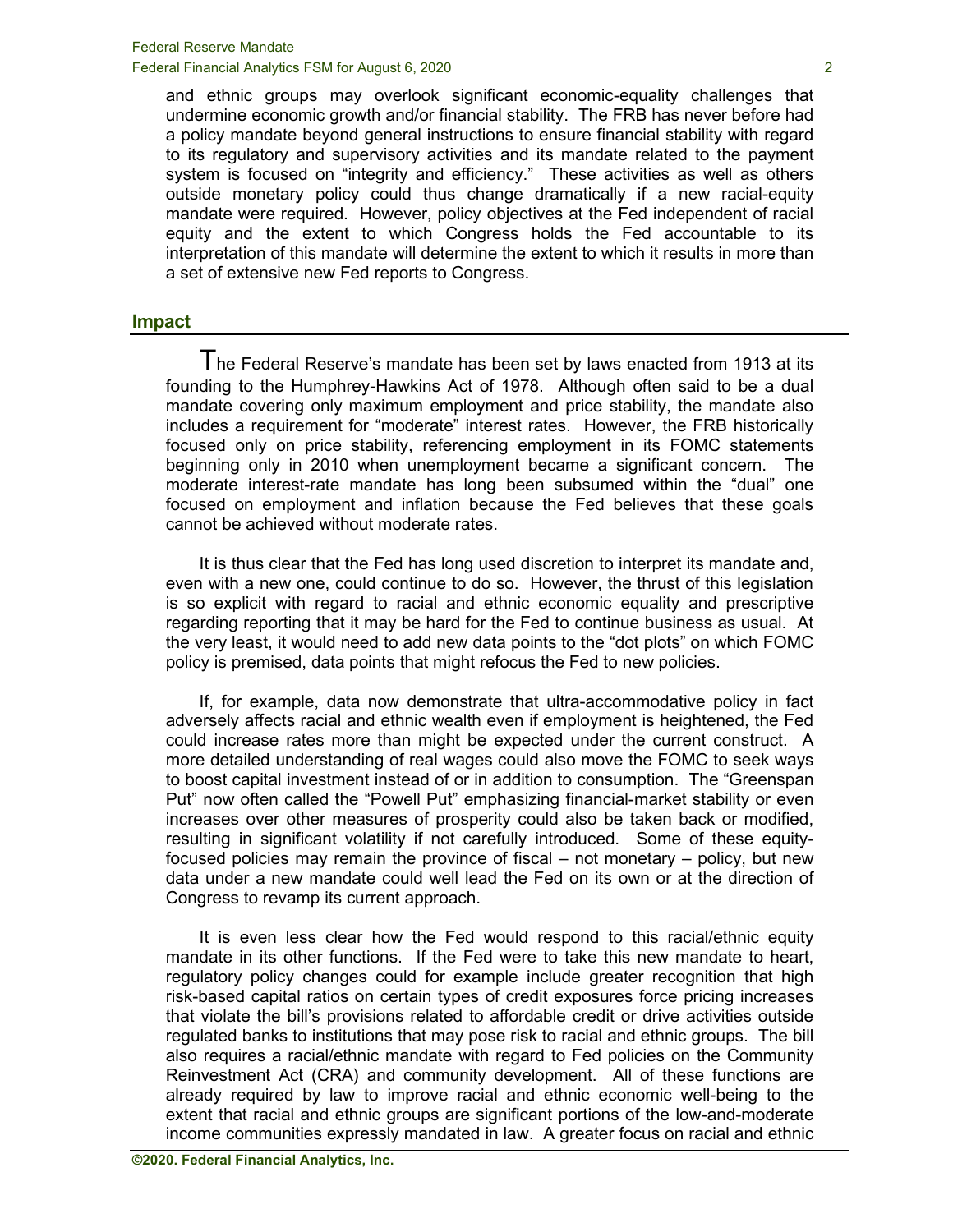and ethnic groups may overlook significant economic-equality challenges that undermine economic growth and/or financial stability. The FRB has never before had a policy mandate beyond general instructions to ensure financial stability with regard to its regulatory and supervisory activities and its mandate related to the payment system is focused on "integrity and efficiency." These activities as well as others outside monetary policy could thus change dramatically if a new racial-equity mandate were required. However, policy objectives at the Fed independent of racial equity and the extent to which Congress holds the Fed accountable to its interpretation of this mandate will determine the extent to which it results in more than a set of extensive new Fed reports to Congress.

## Impact

The Federal Reserve's mandate has been set by laws enacted from 1913 at its founding to the Humphrey-Hawkins Act of 1978. Although often said to be a dual mandate covering only maximum employment and price stability, the mandate also includes a requirement for "moderate" interest rates. However, the FRB historically focused only on price stability, referencing employment in its FOMC statements beginning only in 2010 when unemployment became a significant concern. The moderate interest-rate mandate has long been subsumed within the "dual" one focused on employment and inflation because the Fed believes that these goals cannot be achieved without moderate rates.

It is thus clear that the Fed has long used discretion to interpret its mandate and, even with a new one, could continue to do so. However, the thrust of this legislation is so explicit with regard to racial and ethnic economic equality and prescriptive regarding reporting that it may be hard for the Fed to continue business as usual. At the very least, it would need to add new data points to the "dot plots" on which FOMC policy is premised, data points that might refocus the Fed to new policies.

If, for example, data now demonstrate that ultra-accommodative policy in fact adversely affects racial and ethnic wealth even if employment is heightened, the Fed could increase rates more than might be expected under the current construct. A more detailed understanding of real wages could also move the FOMC to seek ways to boost capital investment instead of or in addition to consumption. The "Greenspan Put" now often called the "Powell Put" emphasizing financial-market stability or even increases over other measures of prosperity could also be taken back or modified, resulting in significant volatility if not carefully introduced. Some of these equity-focused policies may remain the province of fiscal – not monetary – policy, but new data under a new mandate could well lead the Fed on its own or at the direction of Congress to revamp its current approach.

It is even less clear how the Fed would respond to this racial/ethnic equity mandate in its other functions. If the Fed were to take this new mandate to heart, regulatory policy changes could for example include greater recognition that high risk-based capital ratios on certain types of credit exposures force pricing increases that violate the bill's provisions related to affordable credit or drive activities outside regulated banks to institutions that may pose risk to racial and ethnic groups. The bill also requires a racial/ethnic mandate with regard to Fed policies on the Community Reinvestment Act (CRA) and community development. All of these functions are already required by law to improve racial and ethnic economic well-being to the extent that racial and ethnic groups are significant portions of the low-and-moderate income communities expressly mandated in law. A greater focus on racial and ethnic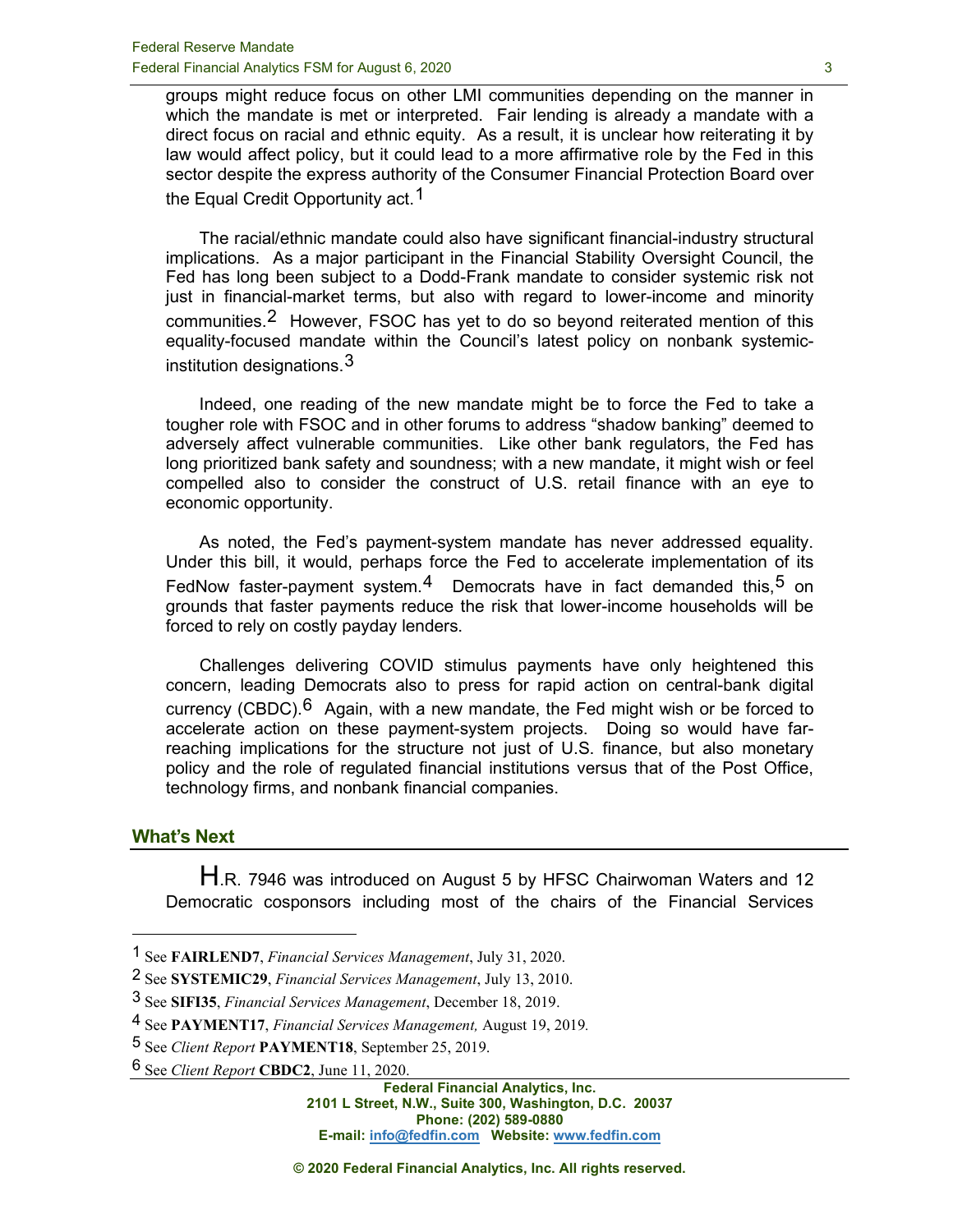groups might reduce focus on other LMI communities depending on the manner in which the mandate is met or interpreted. Fair lending is already a mandate with a direct focus on racial and ethnic equity. As a result, it is unclear how reiterating it by law would affect policy, but it could lead to a more affirmative role by the Fed in this sector despite the express authority of the Consumer Financial Protection Board over the Equal Credit Opportunity act.[1]

The racial/ethnic mandate could also have significant financial-industry structural implications. As a major participant in the Financial Stability Oversight Council, the Fed has long been subject to a Dodd-Frank mandate to consider systemic risk not just in financial-market terms, but also with regard to lower-income and minority communities.[2] However, FSOC has yet to do so beyond reiterated mention of this equality-focused mandate within the Council's latest policy on nonbank systemic-institution designations.[3]

Indeed, one reading of the new mandate might be to force the Fed to take a tougher role with FSOC and in other forums to address "shadow banking" deemed to adversely affect vulnerable communities. Like other bank regulators, the Fed has long prioritized bank safety and soundness; with a new mandate, it might wish or feel compelled also to consider the construct of U.S. retail finance with an eye to economic opportunity.

As noted, the Fed's payment-system mandate has never addressed equality. Under this bill, it would, perhaps force the Fed to accelerate implementation of its FedNow faster-payment system.[4] Democrats have in fact demanded this,[5] on grounds that faster payments reduce the risk that lower-income households will be forced to rely on costly payday lenders.

Challenges delivering COVID stimulus payments have only heightened this concern, leading Democrats also to press for rapid action on central-bank digital currency (CBDC).[6] Again, with a new mandate, the Fed might wish or be forced to accelerate action on these payment-system projects. Doing so would have far-reaching implications for the structure not just of U.S. finance, but also monetary policy and the role of regulated financial institutions versus that of the Post Office, technology firms, and nonbank financial companies.

## What's Next

H.R. 7946 was introduced on August 5 by HFSC Chairwoman Waters and 12 Democratic cosponsors including most of the chairs of the Financial Services

---

[1] See **FAIRLEND7**, *Financial Services Management*, July 31, 2020.

[2] See **SYSTEMIC29**, *Financial Services Management*, July 13, 2010.

[3] See **SIFI35**, *Financial Services Management*, December 18, 2019.

[4] See **PAYMENT17**, *Financial Services Management,* August 19, 2019.

[5] See *Client Report* **PAYMENT18**, September 25, 2019.

[6] See *Client Report* **CBDC2**, June 11, 2020.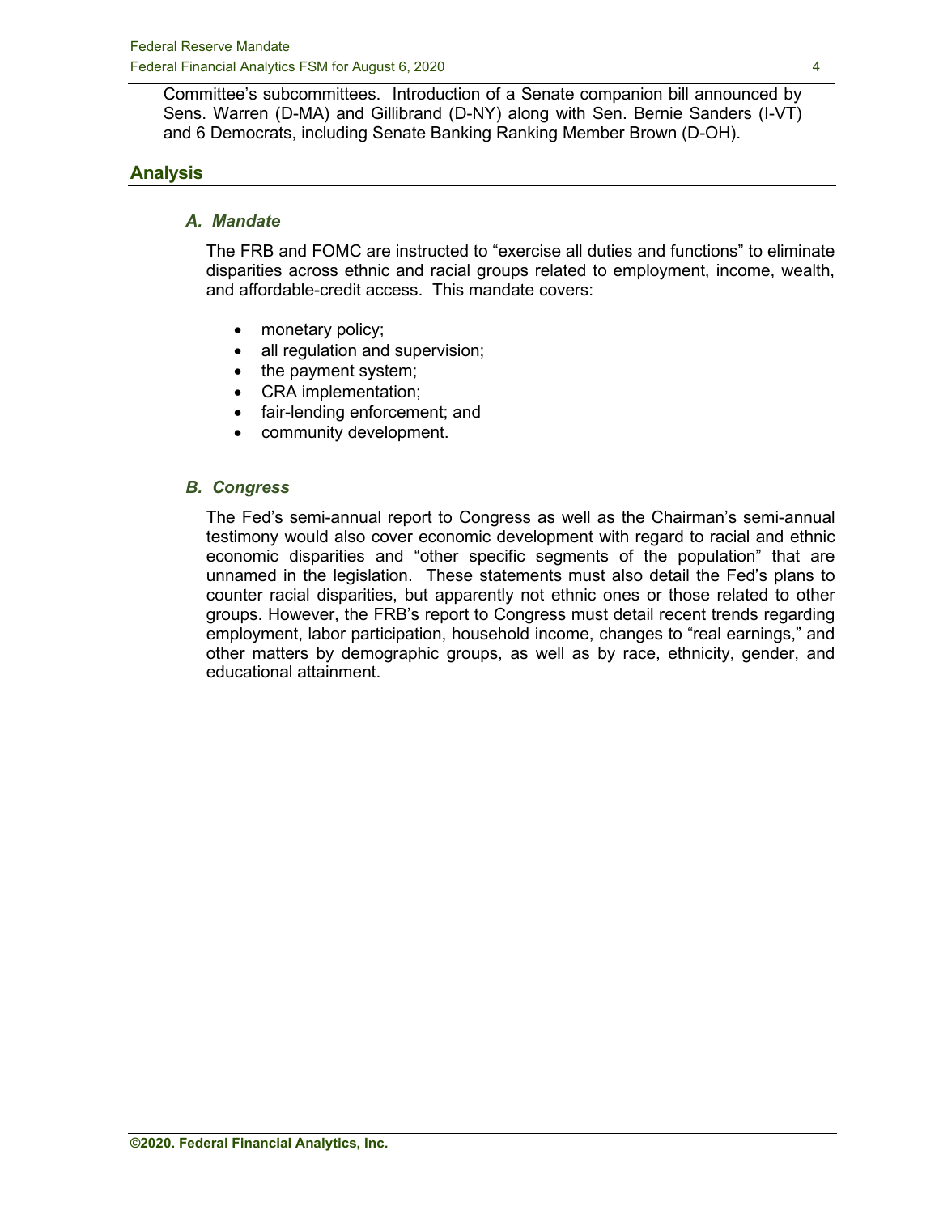Committee's subcommittees. Introduction of a Senate companion bill announced by Sens. Warren (D-MA) and Gillibrand (D-NY) along with Sen. Bernie Sanders (I-VT) and 6 Democrats, including Senate Banking Ranking Member Brown (D-OH).

## Analysis

### *A. Mandate*

The FRB and FOMC are instructed to "exercise all duties and functions" to eliminate disparities across ethnic and racial groups related to employment, income, wealth, and affordable-credit access. This mandate covers:

- monetary policy;
- all regulation and supervision;
- the payment system;
- CRA implementation;
- fair-lending enforcement; and
- community development.

### *B. Congress*

The Fed's semi-annual report to Congress as well as the Chairman's semi-annual testimony would also cover economic development with regard to racial and ethnic economic disparities and "other specific segments of the population" that are unnamed in the legislation. These statements must also detail the Fed's plans to counter racial disparities, but apparently not ethnic ones or those related to other groups. However, the FRB's report to Congress must detail recent trends regarding employment, labor participation, household income, changes to "real earnings," and other matters by demographic groups, as well as by race, ethnicity, gender, and educational attainment.

**©2020. Federal Financial Analytics, Inc.**